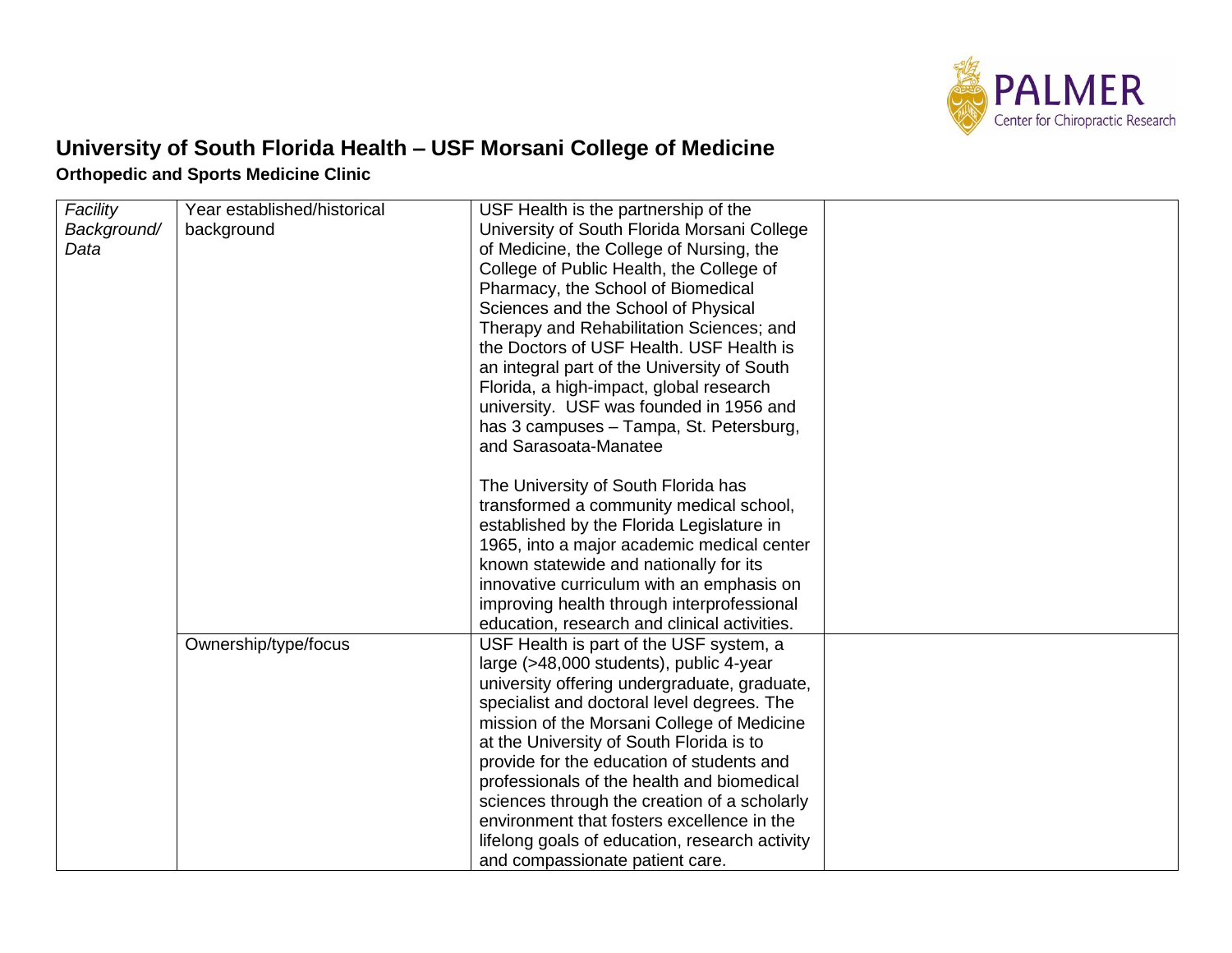# University of South Florida Health – USF Morsani College of Medicine

### Orthopedic and Sports Medicine Clinic

| *Facility Background/ Data* | Year established/historical background | USF Health is the partnership of the University of South Florida Morsani College of Medicine, the College of Nursing, the College of Public Health, the College of Pharmacy, the School of Biomedical Sciences and the School of Physical Therapy and Rehabilitation Sciences; and the Doctors of USF Health. USF Health is an integral part of the University of South Florida, a high-impact, global research university. USF was founded in 1956 and has 3 campuses – Tampa, St. Petersburg, and Sarasoata-Manatee<br><br>The University of South Florida has transformed a community medical school, established by the Florida Legislature in 1965, into a major academic medical center known statewide and nationally for its innovative curriculum with an emphasis on improving health through interprofessional education, research and clinical activities. | |
|---|---|---|---|
| | Ownership/type/focus | USF Health is part of the USF system, a large (>48,000 students), public 4-year university offering undergraduate, graduate, specialist and doctoral level degrees. The mission of the Morsani College of Medicine at the University of South Florida is to provide for the education of students and professionals of the health and biomedical sciences through the creation of a scholarly environment that fosters excellence in the lifelong goals of education, research activity and compassionate patient care. | |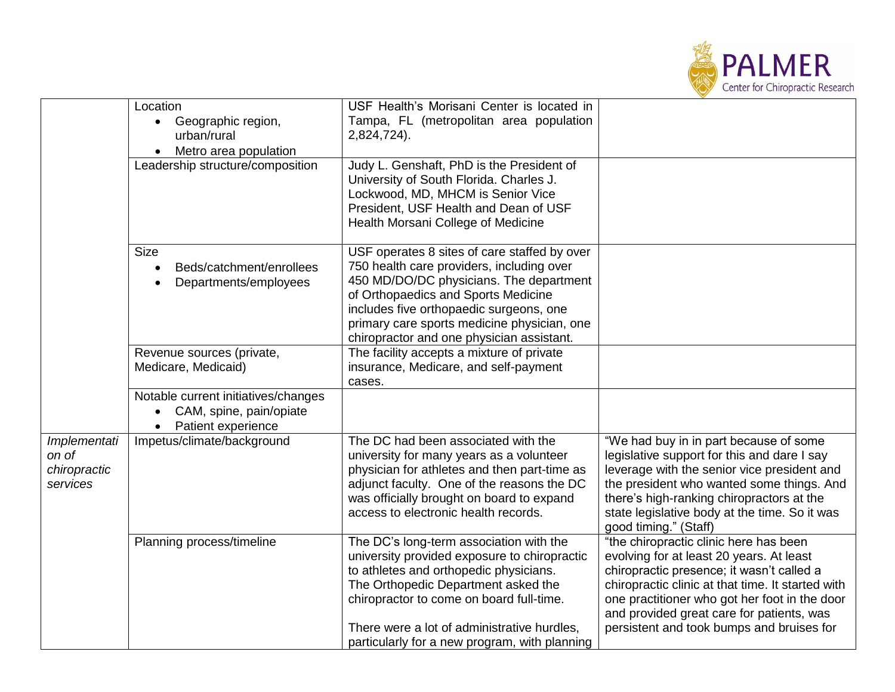| | | | |
|---|---|---|---|
| | Location<br>• Geographic region, urban/rural<br>• Metro area population | USF Health's Morisani Center is located in Tampa, FL (metropolitan area population 2,824,724). | |
| | Leadership structure/composition | Judy L. Genshaft, PhD is the President of University of South Florida. Charles J. Lockwood, MD, MHCM is Senior Vice President, USF Health and Dean of USF Health Morsani College of Medicine | |
| | Size<br>• Beds/catchment/enrollees<br>• Departments/employees | USF operates 8 sites of care staffed by over 750 health care providers, including over 450 MD/DO/DC physicians. The department of Orthopaedics and Sports Medicine includes five orthopaedic surgeons, one primary care sports medicine physician, one chiropractor and one physician assistant. | |
| | Revenue sources (private, Medicare, Medicaid) | The facility accepts a mixture of private insurance, Medicare, and self-payment cases. | |
| | Notable current initiatives/changes<br>• CAM, spine, pain/opiate<br>• Patient experience | | |
| *Implementation of chiropractic services* | Impetus/climate/background | The DC had been associated with the university for many years as a volunteer physician for athletes and then part-time as adjunct faculty. One of the reasons the DC was officially brought on board to expand access to electronic health records. | "We had buy in in part because of some legislative support for this and dare I say leverage with the senior vice president and the president who wanted some things. And there's high-ranking chiropractors at the state legislative body at the time. So it was good timing." (Staff) |
| | Planning process/timeline | The DC's long-term association with the university provided exposure to chiropractic to athletes and orthopedic physicians. The Orthopedic Department asked the chiropractor to come on board full-time.<br><br>There were a lot of administrative hurdles, particularly for a new program, with planning | "the chiropractic clinic here has been evolving for at least 20 years. At least chiropractic presence; it wasn't called a chiropractic clinic at that time. It started with one practitioner who got her foot in the door and provided great care for patients, was persistent and took bumps and bruises for |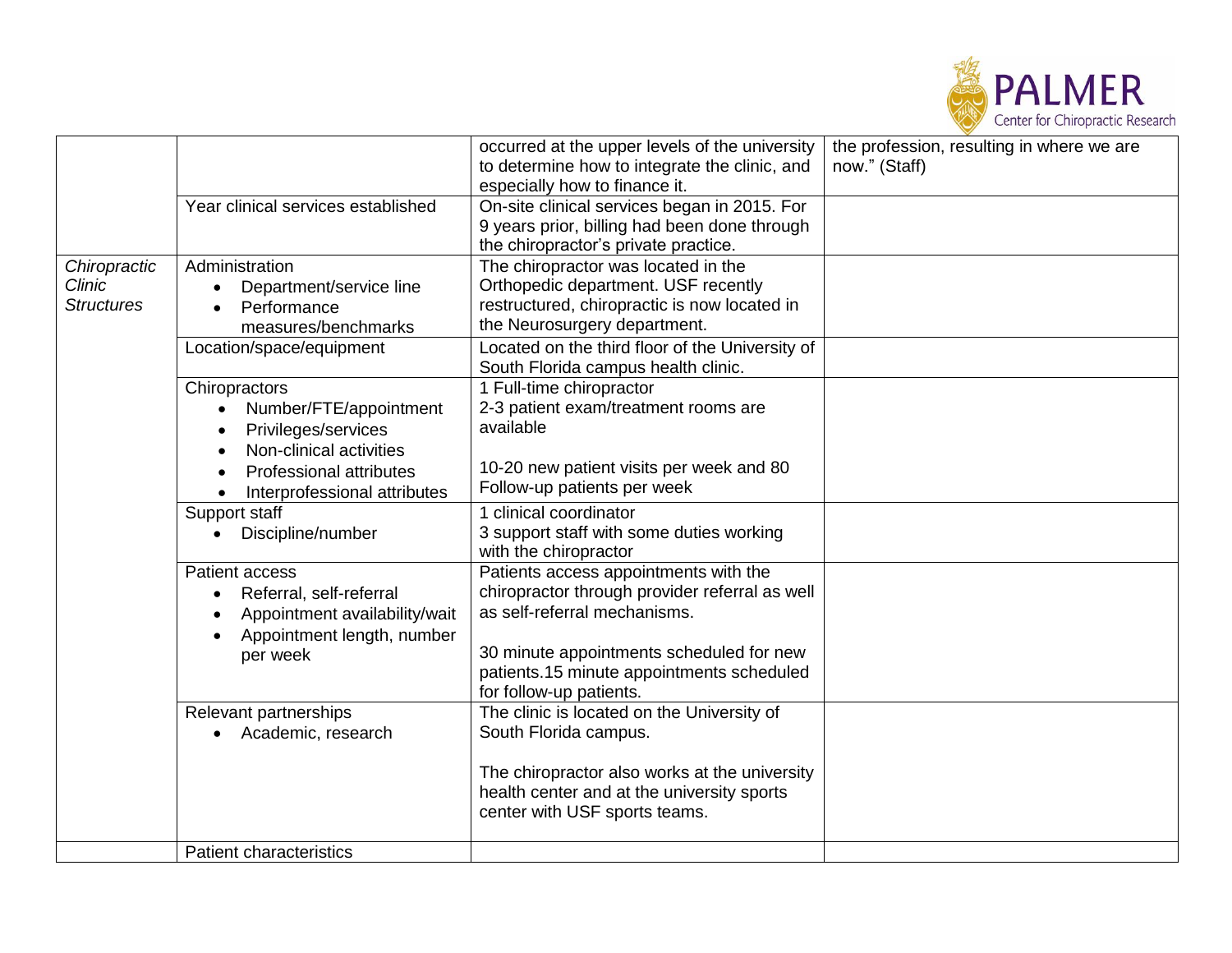| | | | |
|---|---|---|---|
| | | occurred at the upper levels of the university to determine how to integrate the clinic, and especially how to finance it. | the profession, resulting in where we are now." (Staff) |
| | Year clinical services established | On-site clinical services began in 2015. For 9 years prior, billing had been done through the chiropractor's private practice. | |
| *Chiropractic Clinic Structures* | Administration<br>• Department/service line<br>• Performance measures/benchmarks | The chiropractor was located in the Orthopedic department. USF recently restructured, chiropractic is now located in the Neurosurgery department. | |
| | Location/space/equipment | Located on the third floor of the University of South Florida campus health clinic. | |
| | Chiropractors<br>• Number/FTE/appointment<br>• Privileges/services<br>• Non-clinical activities<br>• Professional attributes<br>• Interprofessional attributes | 1 Full-time chiropractor<br>2-3 patient exam/treatment rooms are available<br><br>10-20 new patient visits per week and 80 Follow-up patients per week | |
| | Support staff<br>• Discipline/number | 1 clinical coordinator<br>3 support staff with some duties working with the chiropractor | |
| | Patient access<br>• Referral, self-referral<br>• Appointment availability/wait<br>• Appointment length, number per week | Patients access appointments with the chiropractor through provider referral as well as self-referral mechanisms.<br><br>30 minute appointments scheduled for new patients.15 minute appointments scheduled for follow-up patients. | |
| | Relevant partnerships<br>• Academic, research | The clinic is located on the University of South Florida campus.<br><br>The chiropractor also works at the university health center and at the university sports center with USF sports teams. | |
| | Patient characteristics | | |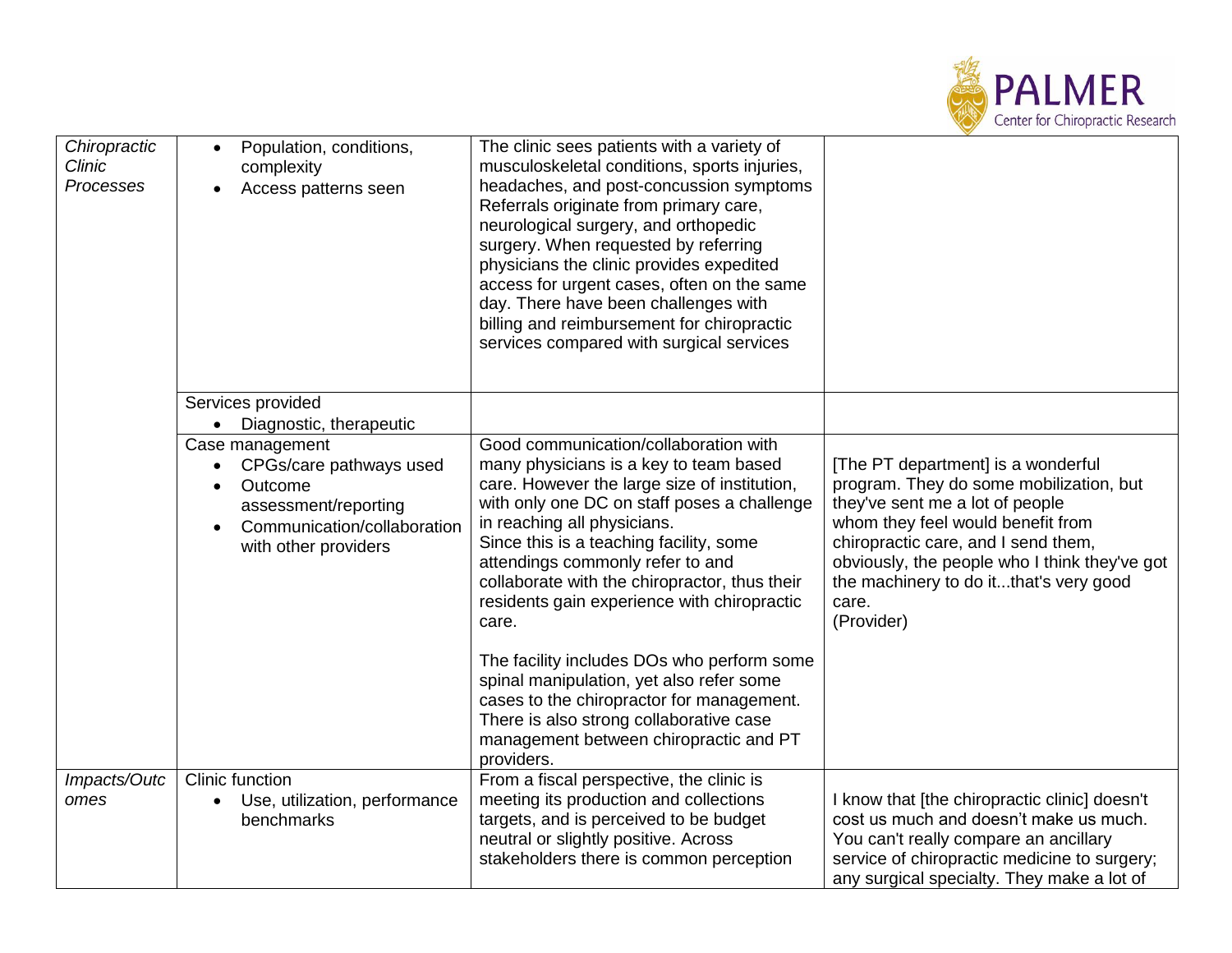| | | | |
|---|---|---|---|
| *Chiropractic Clinic Processes* | • Population, conditions, complexity<br>• Access patterns seen | The clinic sees patients with a variety of musculoskeletal conditions, sports injuries, headaches, and post-concussion symptoms Referrals originate from primary care, neurological surgery, and orthopedic surgery. When requested by referring physicians the clinic provides expedited access for urgent cases, often on the same day. There have been challenges with billing and reimbursement for chiropractic services compared with surgical services | |
| | Services provided<br>• Diagnostic, therapeutic | | |
| | Case management<br>• CPGs/care pathways used<br>• Outcome assessment/reporting<br>• Communication/collaboration with other providers | Good communication/collaboration with many physicians is a key to team based care. However the large size of institution, with only one DC on staff poses a challenge in reaching all physicians.<br>Since this is a teaching facility, some attendings commonly refer to and collaborate with the chiropractor, thus their residents gain experience with chiropractic care.<br><br>The facility includes DOs who perform some spinal manipulation, yet also refer some cases to the chiropractor for management. There is also strong collaborative case management between chiropractic and PT providers. | [The PT department] is a wonderful program. They do some mobilization, but they've sent me a lot of people whom they feel would benefit from chiropractic care, and I send them, obviously, the people who I think they've got the machinery to do it...that's very good care.<br>(Provider) |
| *Impacts/Outcomes* | Clinic function<br>• Use, utilization, performance benchmarks | From a fiscal perspective, the clinic is meeting its production and collections targets, and is perceived to be budget neutral or slightly positive. Across stakeholders there is common perception | I know that [the chiropractic clinic] doesn't cost us much and doesn't make us much. You can't really compare an ancillary service of chiropractic medicine to surgery; any surgical specialty. They make a lot of |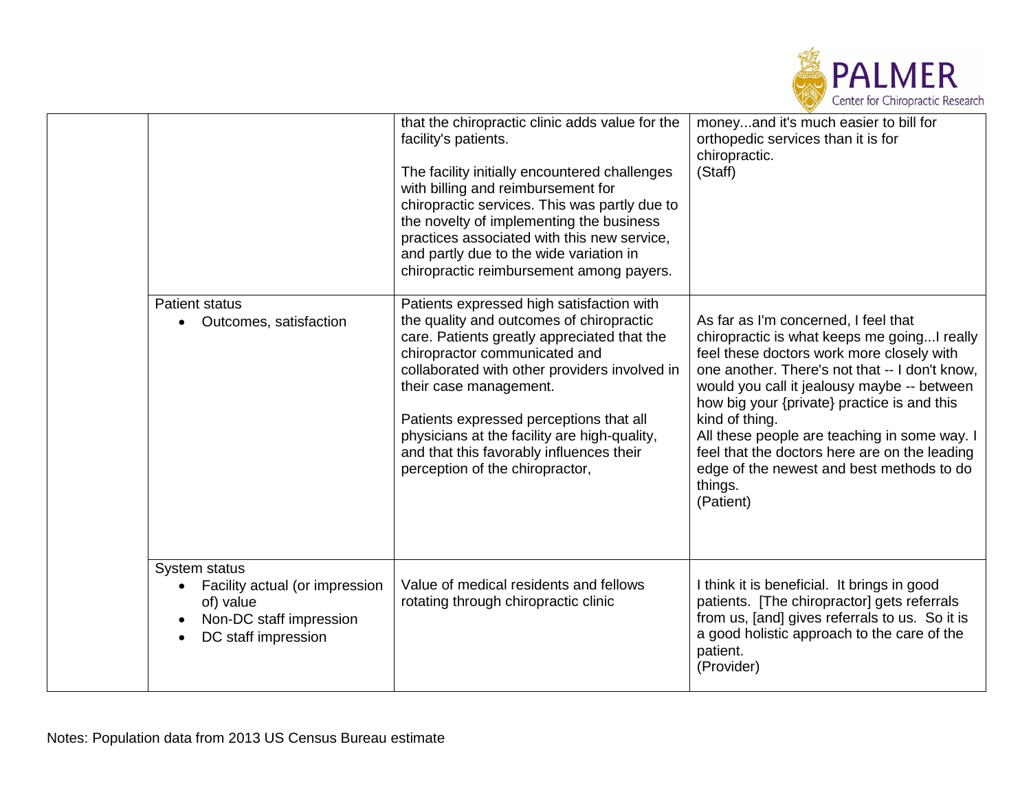| | | | |
|---|---|---|---|
| | | that the chiropractic clinic adds value for the facility's patients.<br><br>The facility initially encountered challenges with billing and reimbursement for chiropractic services. This was partly due to the novelty of implementing the business practices associated with this new service, and partly due to the wide variation in chiropractic reimbursement among payers. | money...and it's much easier to bill for orthopedic services than it is for chiropractic.<br>(Staff) |
| | Patient status<br>• Outcomes, satisfaction | Patients expressed high satisfaction with the quality and outcomes of chiropractic care. Patients greatly appreciated that the chiropractor communicated and collaborated with other providers involved in their case management.<br><br>Patients expressed perceptions that all physicians at the facility are high-quality, and that this favorably influences their perception of the chiropractor, | As far as I'm concerned, I feel that chiropractic is what keeps me going...I really feel these doctors work more closely with one another. There's not that -- I don't know, would you call it jealousy maybe -- between how big your {private} practice is and this kind of thing.<br>All these people are teaching in some way. I feel that the doctors here are on the leading edge of the newest and best methods to do things.<br>(Patient) |
| | System status<br>• Facility actual (or impression of) value<br>• Non-DC staff impression<br>• DC staff impression | Value of medical residents and fellows rotating through chiropractic clinic | I think it is beneficial. It brings in good patients. [The chiropractor] gets referrals from us, [and] gives referrals to us. So it is a good holistic approach to the care of the patient.<br>(Provider) |

Notes: Population data from 2013 US Census Bureau estimate